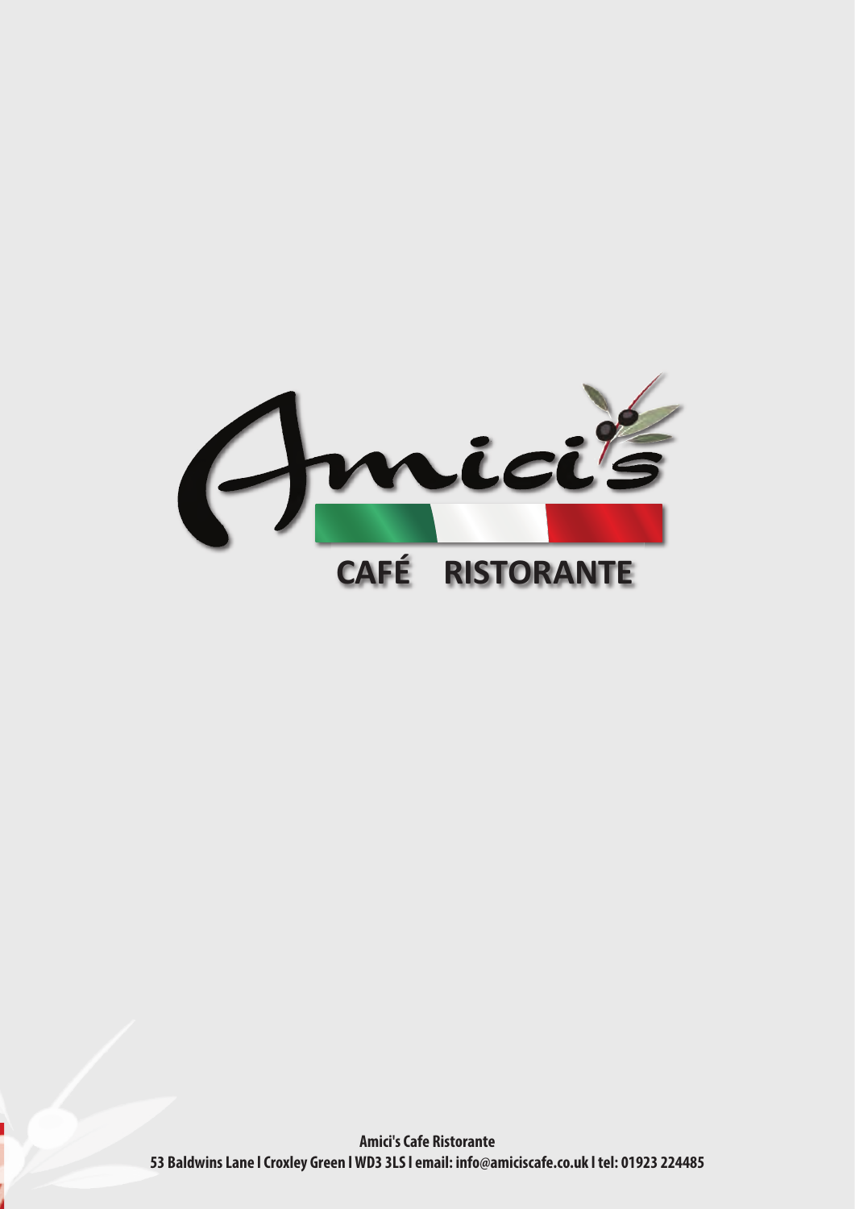# Amici's

## CAFÉ RISTORANTE

**Amici's Cafe Ristorante**

**53 Baldwins Lane I Croxley Green I WD3 3LS I email: info@amiciscafe.co.uk I tel: 01923 224485**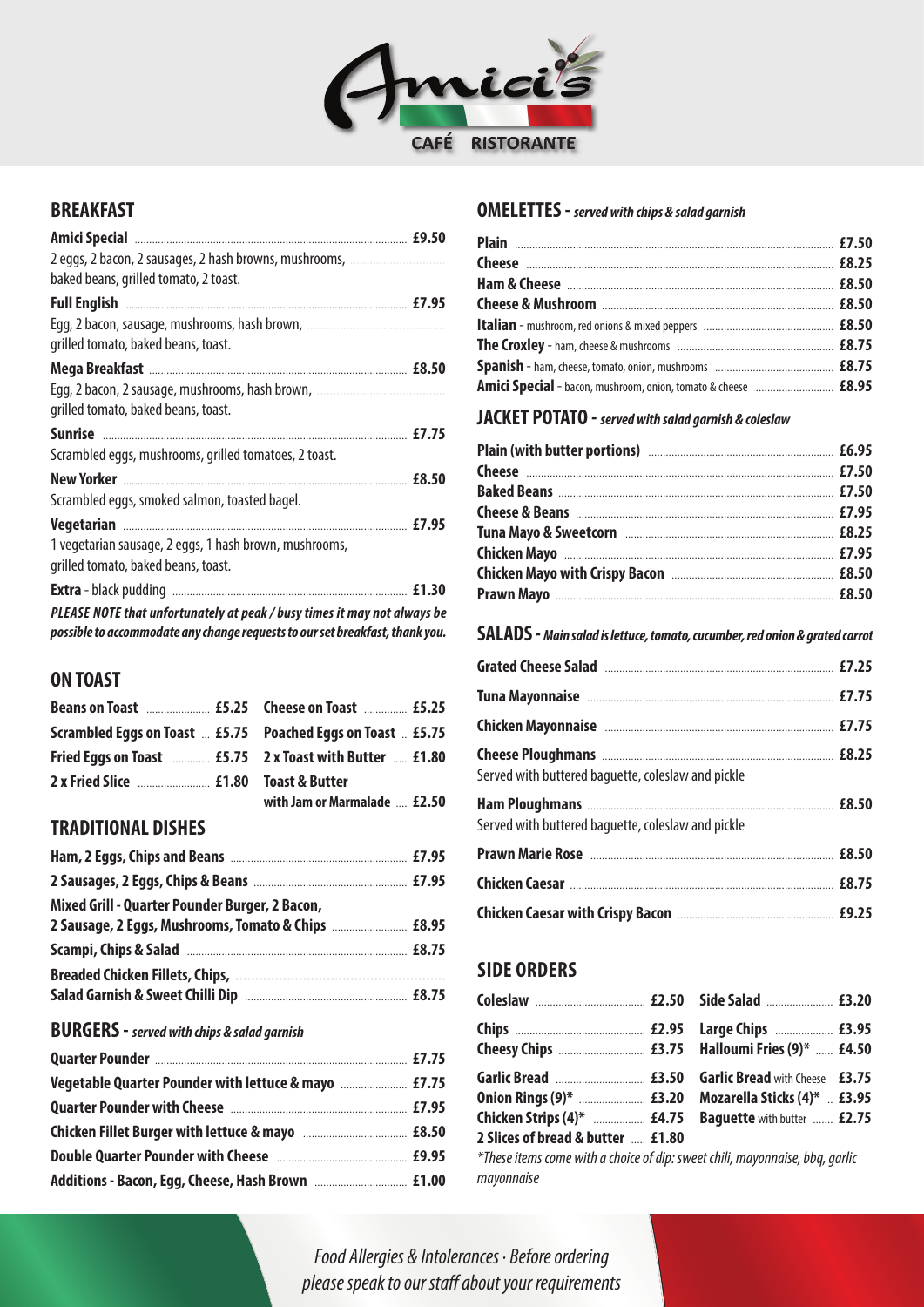# Amici's

CAFÉ RISTORANTE

## BREAKFAST

**Amici Special** £9.50
2 eggs, 2 bacon, 2 sausages, 2 hash browns, mushrooms, baked beans, grilled tomato, 2 toast.

**Full English** £7.95
Egg, 2 bacon, sausage, mushrooms, hash brown, grilled tomato, baked beans, toast.

**Mega Breakfast** £8.50
Egg, 2 bacon, 2 sausage, mushrooms, hash brown, grilled tomato, baked beans, toast.

**Sunrise** £7.75
Scrambled eggs, mushrooms, grilled tomatoes, 2 toast.

**New Yorker** £8.50
Scrambled eggs, smoked salmon, toasted bagel.

**Vegetarian** £7.95
1 vegetarian sausage, 2 eggs, 1 hash brown, mushrooms, grilled tomato, baked beans, toast.

**Extra** - black pudding £1.30

***PLEASE NOTE that unfortunately at peak / busy times it may not always be possible to accommodate any change requests to our set breakfast, thank you.***

## ON TOAST

| Item | Price | Item | Price |
|---|---|---|---|
| **Beans on Toast** | £5.25 | **Cheese on Toast** | £5.25 |
| **Scrambled Eggs on Toast** | £5.75 | **Poached Eggs on Toast** | £5.75 |
| **Fried Eggs on Toast** | £5.75 | **2 x Toast with Butter** | £1.80 |
| **2 x Fried Slice** | £1.80 | **Toast & Butter with Jam or Marmalade** | £2.50 |

## TRADITIONAL DISHES

**Ham, 2 Eggs, Chips and Beans** £7.95

**2 Sausages, 2 Eggs, Chips & Beans** £7.95

**Mixed Grill - Quarter Pounder Burger, 2 Bacon, 2 Sausage, 2 Eggs, Mushrooms, Tomato & Chips** £8.95

**Scampi, Chips & Salad** £8.75

**Breaded Chicken Fillets, Chips, Salad Garnish & Sweet Chilli Dip** £8.75

## BURGERS - *served with chips & salad garnish*

**Quarter Pounder** £7.75

**Vegetable Quarter Pounder with lettuce & mayo** £7.75

**Quarter Pounder with Cheese** £7.95

**Chicken Fillet Burger with lettuce & mayo** £8.50

**Double Quarter Pounder with Cheese** £9.95

**Additions - Bacon, Egg, Cheese, Hash Brown** £1.00

## OMELETTES - *served with chips & salad garnish*

**Plain** £7.50

**Cheese** £8.25

**Ham & Cheese** £8.50

**Cheese & Mushroom** £8.50

**Italian** - mushroom, red onions & mixed peppers £8.50

**The Croxley** - ham, cheese & mushrooms £8.75

**Spanish** - ham, cheese, tomato, onion, mushrooms £8.75

**Amici Special** - bacon, mushroom, onion, tomato & cheese £8.95

## JACKET POTATO - *served with salad garnish & coleslaw*

**Plain (with butter portions)** £6.95

**Cheese** £7.50

**Baked Beans** £7.50

**Cheese & Beans** £7.95

**Tuna Mayo & Sweetcorn** £8.25

**Chicken Mayo** £7.95

**Chicken Mayo with Crispy Bacon** £8.50

**Prawn Mayo** £8.50

## SALADS - *Main salad is lettuce, tomato, cucumber, red onion & grated carrot*

**Grated Cheese Salad** £7.25

**Tuna Mayonnaise** £7.75

**Chicken Mayonnaise** £7.75

**Cheese Ploughmans** £8.25
Served with buttered baguette, coleslaw and pickle

**Ham Ploughmans** £8.50
Served with buttered baguette, coleslaw and pickle

**Prawn Marie Rose** £8.50

**Chicken Caesar** £8.75

**Chicken Caesar with Crispy Bacon** £9.25

## SIDE ORDERS

| Item | Price | Item | Price |
|---|---|---|---|
| **Coleslaw** | £2.50 | **Side Salad** | £3.20 |
| **Chips** | £2.95 | **Large Chips** | £3.95 |
| **Cheesy Chips** | £3.75 | **Halloumi Fries (9)*** | £4.50 |
| **Garlic Bread** | £3.50 | **Garlic Bread** with Cheese | £3.75 |
| **Onion Rings (9)*** | £3.20 | **Mozarella Sticks (4)*** | £3.95 |
| **Chicken Strips (4)*** | £4.75 | **Baguette** with butter | £2.75 |
| **2 Slices of bread & butter** | £1.80 | | |

*\*These items come with a choice of dip: sweet chili, mayonnaise, bbq, garlic mayonnaise*

*Food Allergies & Intolerances · Before ordering please speak to our staff about your requirements*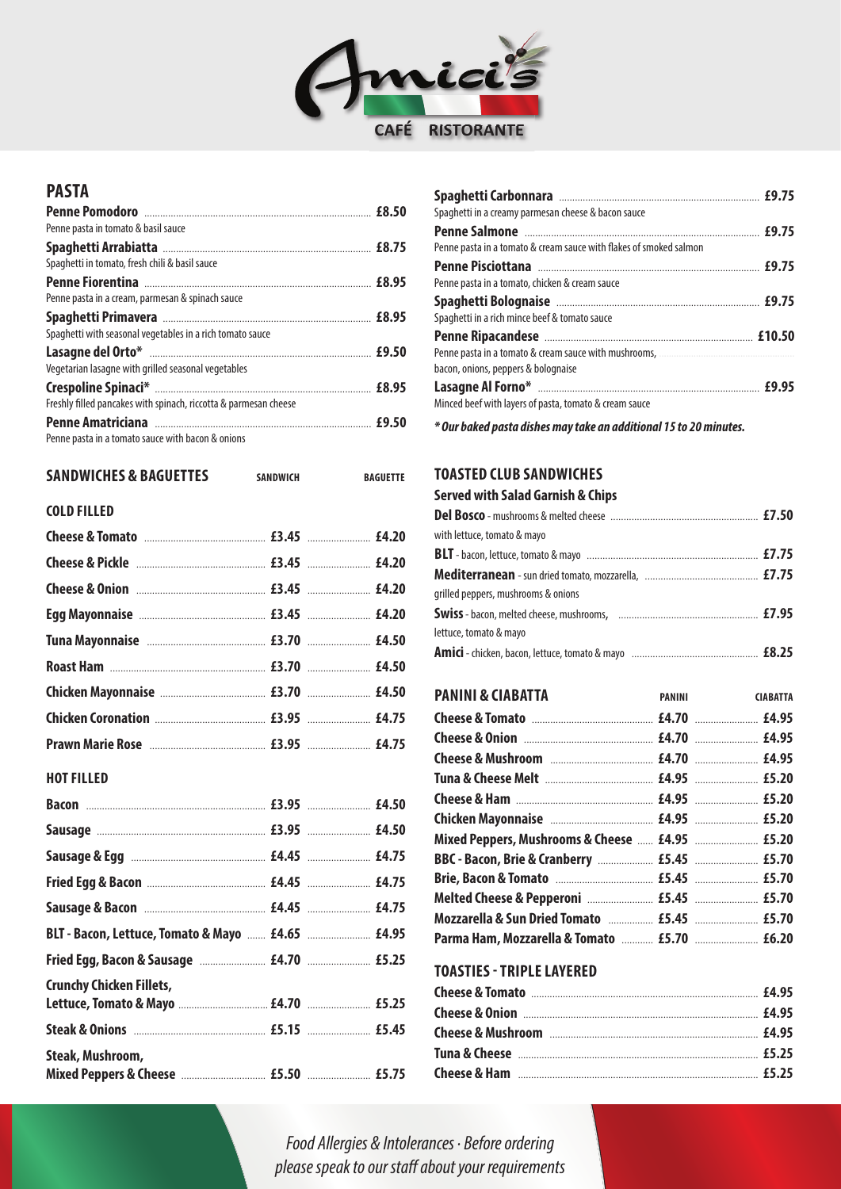# Amici's

CAFÉ RISTORANTE

## PASTA

**Penne Pomodoro** £8.50
Penne pasta in tomato & basil sauce

**Spaghetti Arrabiatta** £8.75
Spaghetti in tomato, fresh chili & basil sauce

**Penne Fiorentina** £8.95
Penne pasta in a cream, parmesan & spinach sauce

**Spaghetti Primavera** £8.95
Spaghetti with seasonal vegetables in a rich tomato sauce

**Lasagne del Orto*** £9.50
Vegetarian lasagne with grilled seasonal vegetables

**Crespoline Spinaci*** £8.95
Freshly filled pancakes with spinach, riccotta & parmesan cheese

**Penne Amatriciana** £9.50
Penne pasta in a tomato sauce with bacon & onions

**Spaghetti Carbonnara** £9.75
Spaghetti in a creamy parmesan cheese & bacon sauce

**Penne Salmone** £9.75
Penne pasta in a tomato & cream sauce with flakes of smoked salmon

**Penne Pisciottana** £9.75
Penne pasta in a tomato, chicken & cream sauce

**Spaghetti Bolognaise** £9.75
Spaghetti in a rich mince beef & tomato sauce

**Penne Ripacandese** £10.50
Penne pasta in a tomato & cream sauce with mushrooms, bacon, onions, peppers & bolognaise

**Lasagne Al Forno*** £9.95
Minced beef with layers of pasta, tomato & cream sauce

***Our baked pasta dishes may take an additional 15 to 20 minutes.***

## SANDWICHES & BAGUETTES

### COLD FILLED

| | SANDWICH | BAGUETTE |
|---|---|---|
| **Cheese & Tomato** | £3.45 | £4.20 |
| **Cheese & Pickle** | £3.45 | £4.20 |
| **Cheese & Onion** | £3.45 | £4.20 |
| **Egg Mayonnaise** | £3.45 | £4.20 |
| **Tuna Mayonnaise** | £3.70 | £4.50 |
| **Roast Ham** | £3.70 | £4.50 |
| **Chicken Mayonnaise** | £3.70 | £4.50 |
| **Chicken Coronation** | £3.95 | £4.75 |
| **Prawn Marie Rose** | £3.95 | £4.75 |

### HOT FILLED

| | SANDWICH | BAGUETTE |
|---|---|---|
| **Bacon** | £3.95 | £4.50 |
| **Sausage** | £3.95 | £4.50 |
| **Sausage & Egg** | £4.45 | £4.75 |
| **Fried Egg & Bacon** | £4.45 | £4.75 |
| **Sausage & Bacon** | £4.45 | £4.75 |
| **BLT - Bacon, Lettuce, Tomato & Mayo** | £4.65 | £4.95 |
| **Fried Egg, Bacon & Sausage** | £4.70 | £5.25 |
| **Crunchy Chicken Fillets, Lettuce, Tomato & Mayo** | £4.70 | £5.25 |
| **Steak & Onions** | £5.15 | £5.45 |
| **Steak, Mushroom, Mixed Peppers & Cheese** | £5.50 | £5.75 |

## TOASTED CLUB SANDWICHES

### Served with Salad Garnish & Chips

**Del Bosco** - mushrooms & melted cheese with lettuce, tomato & mayo £7.50

**BLT** - bacon, lettuce, tomato & mayo £7.75

**Mediterranean** - sun dried tomato, mozzarella, grilled peppers, mushrooms & onions £7.75

**Swiss** - bacon, melted cheese, mushrooms, lettuce, tomato & mayo £7.95

**Amici** - chicken, bacon, lettuce, tomato & mayo £8.25

## PANINI & CIABATTA

| | PANINI | CIABATTA |
|---|---|---|
| **Cheese & Tomato** | £4.70 | £4.95 |
| **Cheese & Onion** | £4.70 | £4.95 |
| **Cheese & Mushroom** | £4.70 | £4.95 |
| **Tuna & Cheese Melt** | £4.95 | £5.20 |
| **Cheese & Ham** | £4.95 | £5.20 |
| **Chicken Mayonnaise** | £4.95 | £5.20 |
| **Mixed Peppers, Mushrooms & Cheese** | £4.95 | £5.20 |
| **BBC - Bacon, Brie & Cranberry** | £5.45 | £5.70 |
| **Brie, Bacon & Tomato** | £5.45 | £5.70 |
| **Melted Cheese & Pepperoni** | £5.45 | £5.70 |
| **Mozzarella & Sun Dried Tomato** | £5.45 | £5.70 |
| **Parma Ham, Mozzarella & Tomato** | £5.70 | £6.20 |

## TOASTIES - TRIPLE LAYERED

**Cheese & Tomato** £4.95

**Cheese & Onion** £4.95

**Cheese & Mushroom** £4.95

**Tuna & Cheese** £5.25

**Cheese & Ham** £5.25

*Food Allergies & Intolerances · Before ordering please speak to our staff about your requirements*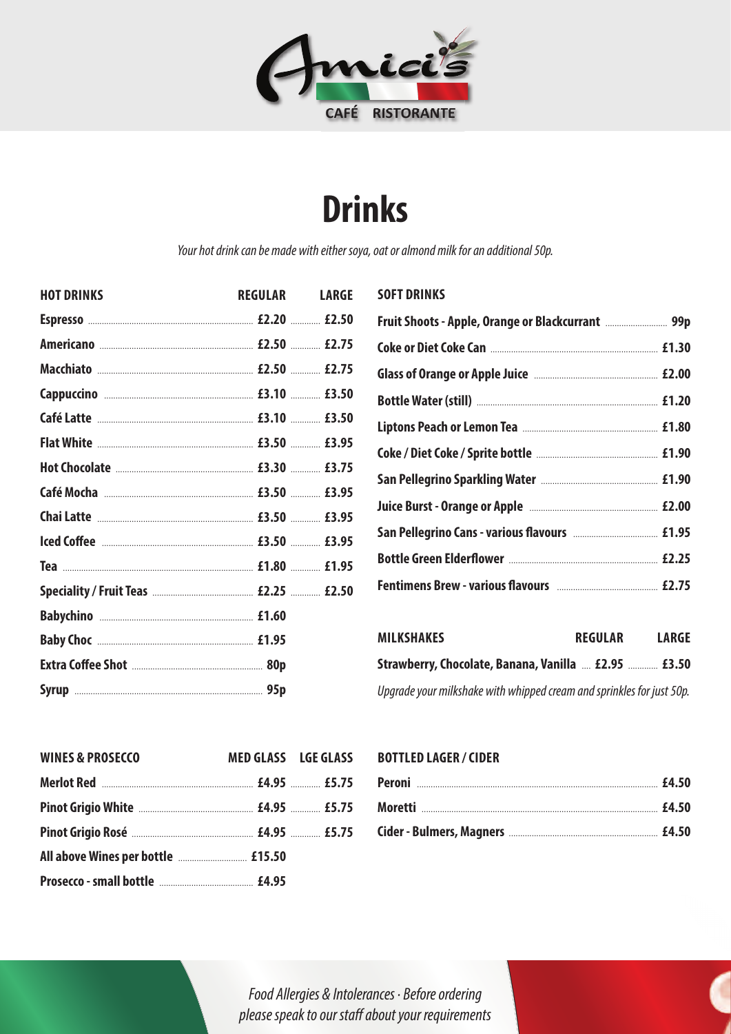Amici's

CAFÉ RISTORANTE

# Drinks

*Your hot drink can be made with either soya, oat or almond milk for an additional 50p.*

| HOT DRINKS | REGULAR | LARGE |
|---|---|---|
| **Espresso** | **£2.20** | **£2.50** |
| **Americano** | **£2.50** | **£2.75** |
| **Macchiato** | **£2.50** | **£2.75** |
| **Cappuccino** | **£3.10** | **£3.50** |
| **Café Latte** | **£3.10** | **£3.50** |
| **Flat White** | **£3.50** | **£3.95** |
| **Hot Chocolate** | **£3.30** | **£3.75** |
| **Café Mocha** | **£3.50** | **£3.95** |
| **Chai Latte** | **£3.50** | **£3.95** |
| **Iced Coffee** | **£3.50** | **£3.95** |
| **Tea** | **£1.80** | **£1.95** |
| **Speciality / Fruit Teas** | **£2.25** | **£2.50** |
| **Babychino** | **£1.60** | |
| **Baby Choc** | **£1.95** | |
| **Extra Coffee Shot** | **80p** | |
| **Syrup** | **95p** | |

| SOFT DRINKS | |
|---|---|
| **Fruit Shoots - Apple, Orange or Blackcurrant** | **99p** |
| **Coke or Diet Coke Can** | **£1.30** |
| **Glass of Orange or Apple Juice** | **£2.00** |
| **Bottle Water (still)** | **£1.20** |
| **Liptons Peach or Lemon Tea** | **£1.80** |
| **Coke / Diet Coke / Sprite bottle** | **£1.90** |
| **San Pellegrino Sparkling Water** | **£1.90** |
| **Juice Burst - Orange or Apple** | **£2.00** |
| **San Pellegrino Cans - various flavours** | **£1.95** |
| **Bottle Green Elderflower** | **£2.25** |
| **Fentimens Brew - various flavours** | **£2.75** |

| MILKSHAKES | REGULAR | LARGE |
|---|---|---|
| **Strawberry, Chocolate, Banana, Vanilla** | **£2.95** | **£3.50** |

*Upgrade your milkshake with whipped cream and sprinkles for just 50p.*

| WINES & PROSECCO | MED GLASS | LGE GLASS |
|---|---|---|
| **Merlot Red** | **£4.95** | **£5.75** |
| **Pinot Grigio White** | **£4.95** | **£5.75** |
| **Pinot Grigio Rosé** | **£4.95** | **£5.75** |
| **All above Wines per bottle** | **£15.50** | |
| **Prosecco - small bottle** | **£4.95** | |

| BOTTLED LAGER / CIDER | |
|---|---|
| **Peroni** | **£4.50** |
| **Moretti** | **£4.50** |
| **Cider - Bulmers, Magners** | **£4.50** |

*Food Allergies & Intolerances · Before ordering please speak to our staff about your requirements*